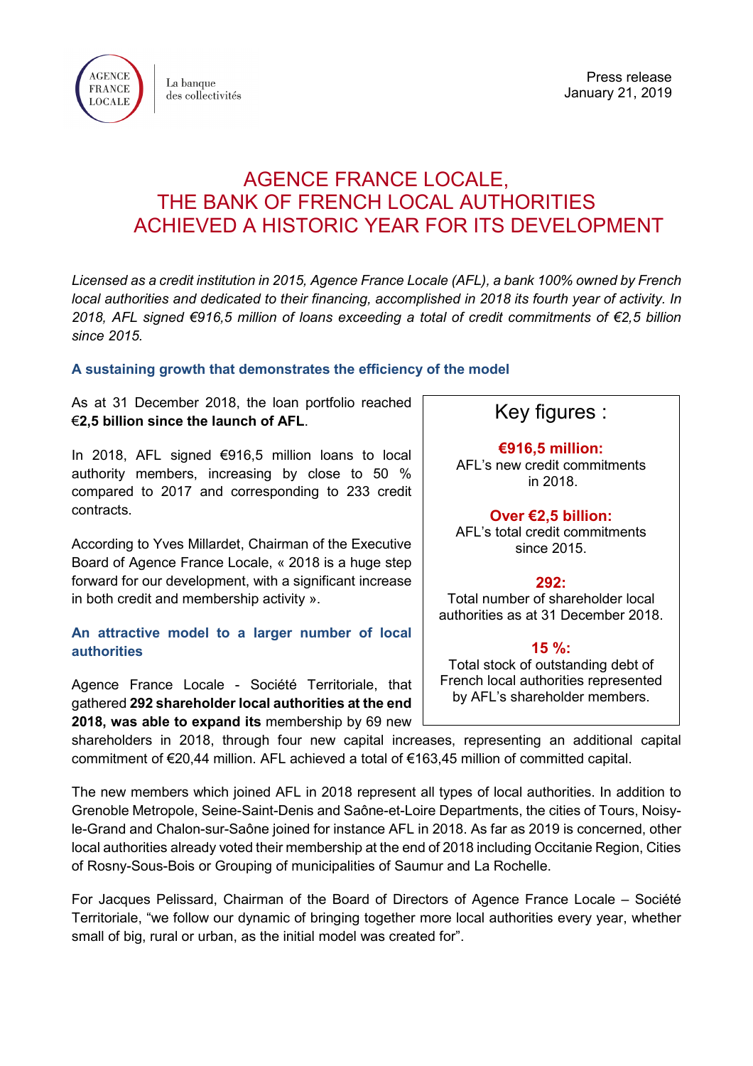AGENCE FRANCE LOCALE | La banque des collectivités

Press release
January 21, 2019

# AGENCE FRANCE LOCALE, THE BANK OF FRENCH LOCAL AUTHORITIES ACHIEVED A HISTORIC YEAR FOR ITS DEVELOPMENT

*Licensed as a credit institution in 2015, Agence France Locale (AFL), a bank 100% owned by French local authorities and dedicated to their financing, accomplished in 2018 its fourth year of activity. In 2018, AFL signed €916,5 million of loans exceeding a total of credit commitments of €2,5 billion since 2015.*

## A sustaining growth that demonstrates the efficiency of the model

As at 31 December 2018, the loan portfolio reached €**2,5 billion since the launch of AFL**.

In 2018, AFL signed €916,5 million loans to local authority members, increasing by close to 50 % compared to 2017 and corresponding to 233 credit contracts.

According to Yves Millardet, Chairman of the Executive Board of Agence France Locale, « 2018 is a huge step forward for our development, with a significant increase in both credit and membership activity ».

> **Key figures :**
>
> **€916,5 million:**
> AFL's new credit commitments in 2018.
>
> **Over €2,5 billion:**
> AFL's total credit commitments since 2015.
>
> **292:**
> Total number of shareholder local authorities as at 31 December 2018.
>
> **15 %:**
> Total stock of outstanding debt of French local authorities represented by AFL's shareholder members.

## An attractive model to a larger number of local authorities

Agence France Locale - Société Territoriale, that gathered **292 shareholder local authorities at the end 2018, was able to expand its** membership by 69 new shareholders in 2018, through four new capital increases, representing an additional capital commitment of €20,44 million. AFL achieved a total of €163,45 million of committed capital.

The new members which joined AFL in 2018 represent all types of local authorities. In addition to Grenoble Metropole, Seine-Saint-Denis and Saône-et-Loire Departments, the cities of Tours, Noisy-le-Grand and Chalon-sur-Saône joined for instance AFL in 2018. As far as 2019 is concerned, other local authorities already voted their membership at the end of 2018 including Occitanie Region, Cities of Rosny-Sous-Bois or Grouping of municipalities of Saumur and La Rochelle.

For Jacques Pelissard, Chairman of the Board of Directors of Agence France Locale – Société Territoriale, "we follow our dynamic of bringing together more local authorities every year, whether small of big, rural or urban, as the initial model was created for".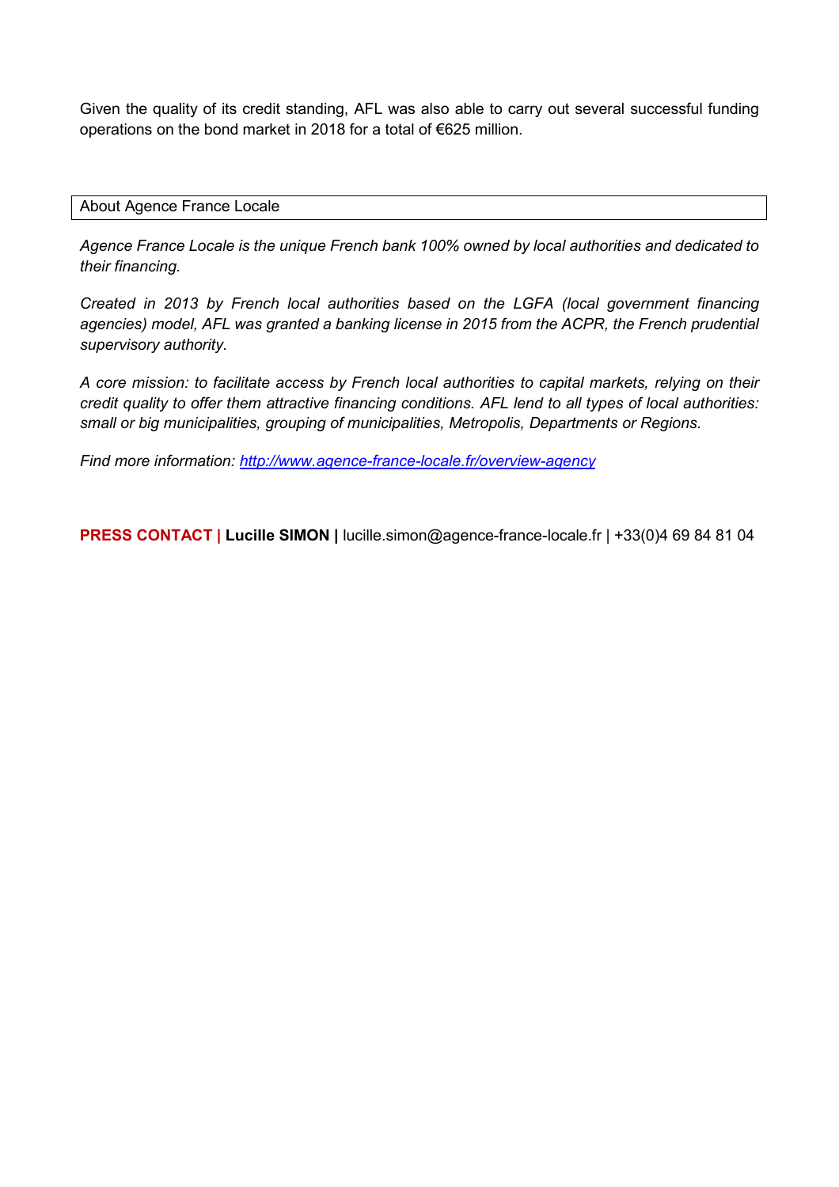Given the quality of its credit standing, AFL was also able to carry out several successful funding operations on the bond market in 2018 for a total of €625 million.

## About Agence France Locale

*Agence France Locale is the unique French bank 100% owned by local authorities and dedicated to their financing.*

*Created in 2013 by French local authorities based on the LGFA (local government financing agencies) model, AFL was granted a banking license in 2015 from the ACPR, the French prudential supervisory authority.*

*A core mission: to facilitate access by French local authorities to capital markets, relying on their credit quality to offer them attractive financing conditions. AFL lend to all types of local authorities: small or big municipalities, grouping of municipalities, Metropolis, Departments or Regions.*

*Find more information: [http://www.agence-france-locale.fr/overview-agency](http://www.agence-france-locale.fr/overview-agency)*

**PRESS CONTACT | Lucille SIMON |** lucille.simon@agence-france-locale.fr | +33(0)4 69 84 81 04